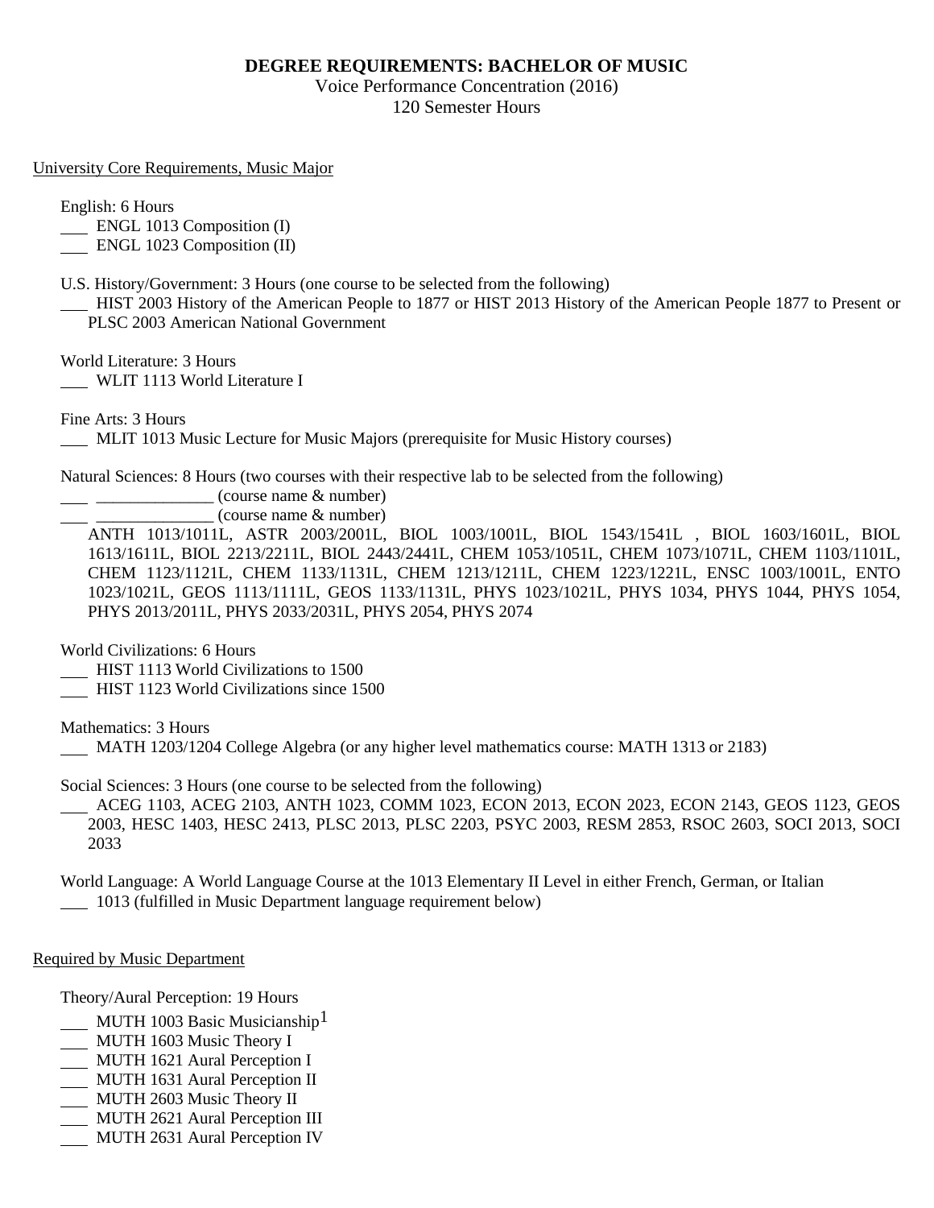# DEGREE REQUIREMENTS: BACHELOR OF MUSIC

Voice Performance Concentration (2016)
120 Semester Hours

## University Core Requirements, Music Major

English: 6 Hours

___ ENGL 1013 Composition (I)
___ ENGL 1023 Composition (II)

U.S. History/Government: 3 Hours (one course to be selected from the following)

___ HIST 2003 History of the American People to 1877 or HIST 2013 History of the American People 1877 to Present or PLSC 2003 American National Government

World Literature: 3 Hours

___ WLIT 1113 World Literature I

Fine Arts: 3 Hours

___ MLIT 1013 Music Lecture for Music Majors (prerequisite for Music History courses)

Natural Sciences: 8 Hours (two courses with their respective lab to be selected from the following)

___ ______________ (course name & number)
___ ______________ (course name & number)

ANTH 1013/1011L, ASTR 2003/2001L, BIOL 1003/1001L, BIOL 1543/1541L , BIOL 1603/1601L, BIOL 1613/1611L, BIOL 2213/2211L, BIOL 2443/2441L, CHEM 1053/1051L, CHEM 1073/1071L, CHEM 1103/1101L, CHEM 1123/1121L, CHEM 1133/1131L, CHEM 1213/1211L, CHEM 1223/1221L, ENSC 1003/1001L, ENTO 1023/1021L, GEOS 1113/1111L, GEOS 1133/1131L, PHYS 1023/1021L, PHYS 1034, PHYS 1044, PHYS 1054, PHYS 2013/2011L, PHYS 2033/2031L, PHYS 2054, PHYS 2074

World Civilizations: 6 Hours

___ HIST 1113 World Civilizations to 1500
___ HIST 1123 World Civilizations since 1500

Mathematics: 3 Hours

___ MATH 1203/1204 College Algebra (or any higher level mathematics course: MATH 1313 or 2183)

Social Sciences: 3 Hours (one course to be selected from the following)

___ ACEG 1103, ACEG 2103, ANTH 1023, COMM 1023, ECON 2013, ECON 2023, ECON 2143, GEOS 1123, GEOS 2003, HESC 1403, HESC 2413, PLSC 2013, PLSC 2203, PSYC 2003, RESM 2853, RSOC 2603, SOCI 2013, SOCI 2033

World Language: A World Language Course at the 1013 Elementary II Level in either French, German, or Italian

___ 1013 (fulfilled in Music Department language requirement below)

## Required by Music Department

Theory/Aural Perception: 19 Hours

___ MUTH 1003 Basic Musicianship[1]
___ MUTH 1603 Music Theory I
___ MUTH 1621 Aural Perception I
___ MUTH 1631 Aural Perception II
___ MUTH 2603 Music Theory II
___ MUTH 2621 Aural Perception III
___ MUTH 2631 Aural Perception IV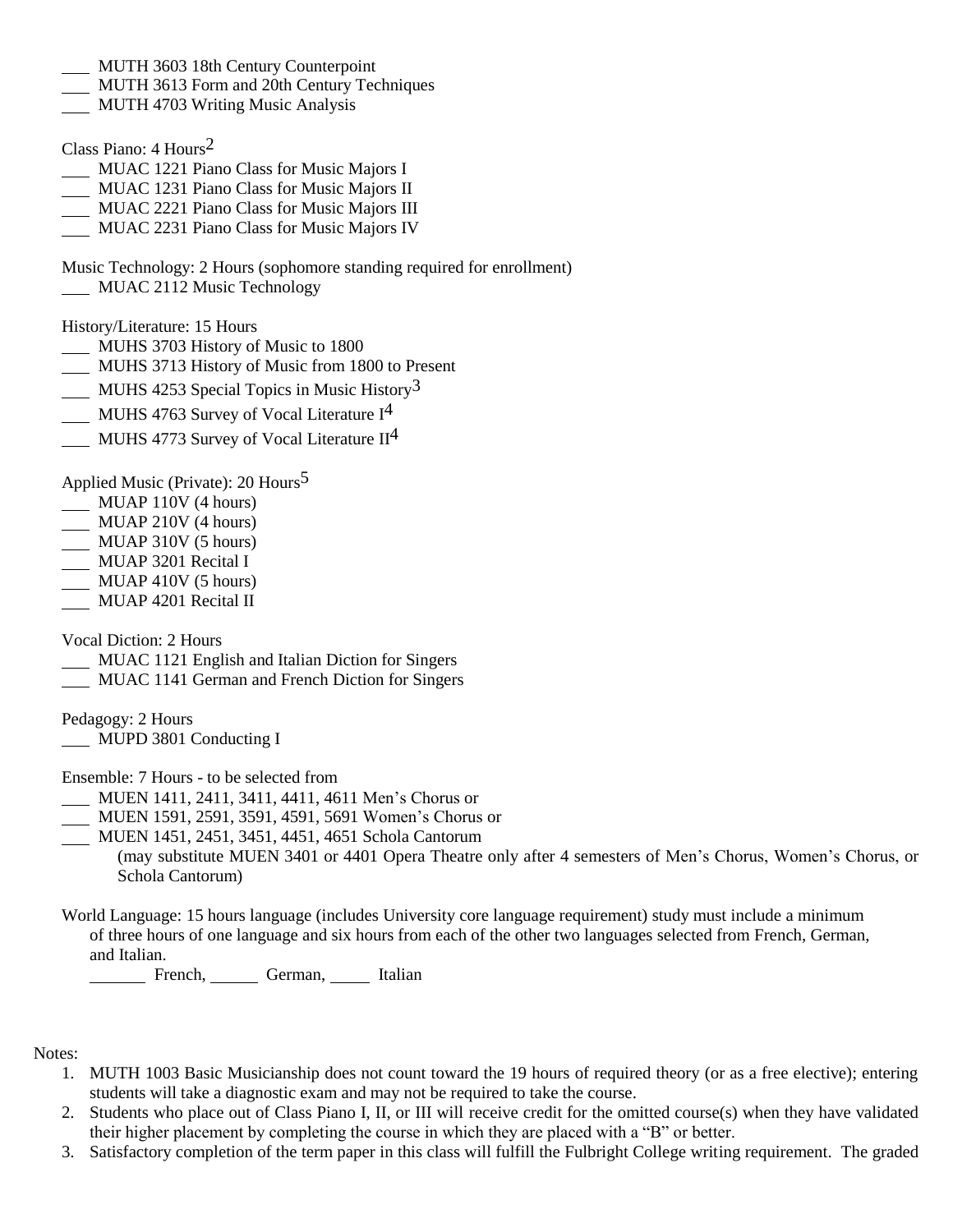___ MUTH 3603 18th Century Counterpoint
___ MUTH 3613 Form and 20th Century Techniques
___ MUTH 4703 Writing Music Analysis

Class Piano: 4 Hours[2]
___ MUAC 1221 Piano Class for Music Majors I
___ MUAC 1231 Piano Class for Music Majors II
___ MUAC 2221 Piano Class for Music Majors III
___ MUAC 2231 Piano Class for Music Majors IV

Music Technology: 2 Hours (sophomore standing required for enrollment)
___ MUAC 2112 Music Technology

History/Literature: 15 Hours
___ MUHS 3703 History of Music to 1800
___ MUHS 3713 History of Music from 1800 to Present
___ MUHS 4253 Special Topics in Music History[3]
___ MUHS 4763 Survey of Vocal Literature I[4]
___ MUHS 4773 Survey of Vocal Literature II[4]

Applied Music (Private): 20 Hours[5]
___ MUAP 110V (4 hours)
___ MUAP 210V (4 hours)
___ MUAP 310V (5 hours)
___ MUAP 3201 Recital I
___ MUAP 410V (5 hours)
___ MUAP 4201 Recital II

Vocal Diction: 2 Hours
___ MUAC 1121 English and Italian Diction for Singers
___ MUAC 1141 German and French Diction for Singers

Pedagogy: 2 Hours
___ MUPD 3801 Conducting I

Ensemble: 7 Hours - to be selected from
___ MUEN 1411, 2411, 3411, 4411, 4611 Men's Chorus or
___ MUEN 1591, 2591, 3591, 4591, 5691 Women's Chorus or
___ MUEN 1451, 2451, 3451, 4451, 4651 Schola Cantorum
(may substitute MUEN 3401 or 4401 Opera Theatre only after 4 semesters of Men's Chorus, Women's Chorus, or Schola Cantorum)

World Language: 15 hours language (includes University core language requirement) study must include a minimum of three hours of one language and six hours from each of the other two languages selected from French, German, and Italian.
_______ French, ______ German, _____ Italian

Notes:

1. MUTH 1003 Basic Musicianship does not count toward the 19 hours of required theory (or as a free elective); entering students will take a diagnostic exam and may not be required to take the course.
2. Students who place out of Class Piano I, II, or III will receive credit for the omitted course(s) when they have validated their higher placement by completing the course in which they are placed with a "B" or better.
3. Satisfactory completion of the term paper in this class will fulfill the Fulbright College writing requirement. The graded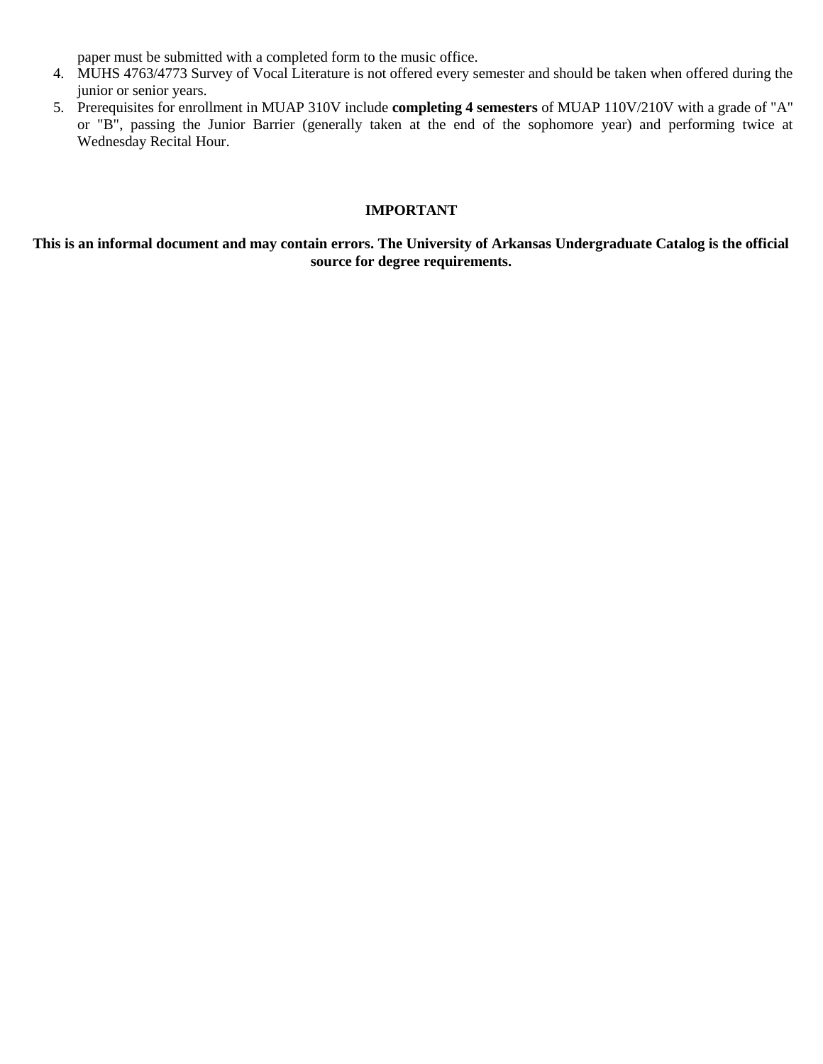paper must be submitted with a completed form to the music office.

4. MUHS 4763/4773 Survey of Vocal Literature is not offered every semester and should be taken when offered during the junior or senior years.
5. Prerequisites for enrollment in MUAP 310V include **completing 4 semesters** of MUAP 110V/210V with a grade of "A" or "B", passing the Junior Barrier (generally taken at the end of the sophomore year) and performing twice at Wednesday Recital Hour.

**IMPORTANT**

**This is an informal document and may contain errors. The University of Arkansas Undergraduate Catalog is the official source for degree requirements.**